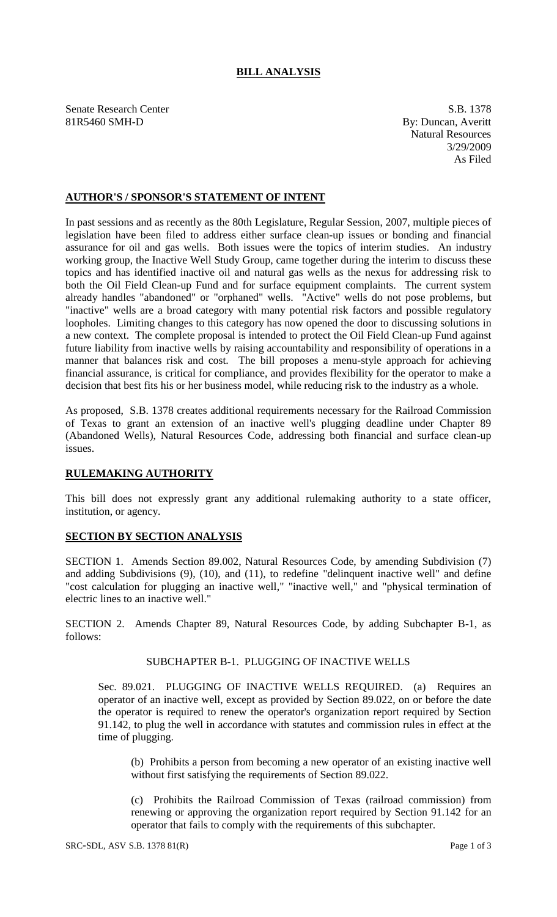# BILL ANALYSIS

Senate Research Center
81R5460 SMH-D

S.B. 1378
By: Duncan, Averitt
Natural Resources
3/29/2009
As Filed

## AUTHOR'S / SPONSOR'S STATEMENT OF INTENT

In past sessions and as recently as the 80th Legislature, Regular Session, 2007, multiple pieces of legislation have been filed to address either surface clean-up issues or bonding and financial assurance for oil and gas wells. Both issues were the topics of interim studies. An industry working group, the Inactive Well Study Group, came together during the interim to discuss these topics and has identified inactive oil and natural gas wells as the nexus for addressing risk to both the Oil Field Clean-up Fund and for surface equipment complaints. The current system already handles "abandoned" or "orphaned" wells. "Active" wells do not pose problems, but "inactive" wells are a broad category with many potential risk factors and possible regulatory loopholes. Limiting changes to this category has now opened the door to discussing solutions in a new context. The complete proposal is intended to protect the Oil Field Clean-up Fund against future liability from inactive wells by raising accountability and responsibility of operations in a manner that balances risk and cost. The bill proposes a menu-style approach for achieving financial assurance, is critical for compliance, and provides flexibility for the operator to make a decision that best fits his or her business model, while reducing risk to the industry as a whole.

As proposed, S.B. 1378 creates additional requirements necessary for the Railroad Commission of Texas to grant an extension of an inactive well's plugging deadline under Chapter 89 (Abandoned Wells), Natural Resources Code, addressing both financial and surface clean-up issues.

## RULEMAKING AUTHORITY

This bill does not expressly grant any additional rulemaking authority to a state officer, institution, or agency.

## SECTION BY SECTION ANALYSIS

SECTION 1. Amends Section 89.002, Natural Resources Code, by amending Subdivision (7) and adding Subdivisions (9), (10), and (11), to redefine "delinquent inactive well" and define "cost calculation for plugging an inactive well," "inactive well," and "physical termination of electric lines to an inactive well."

SECTION 2. Amends Chapter 89, Natural Resources Code, by adding Subchapter B-1, as follows:

SUBCHAPTER B-1. PLUGGING OF INACTIVE WELLS

Sec. 89.021. PLUGGING OF INACTIVE WELLS REQUIRED. (a) Requires an operator of an inactive well, except as provided by Section 89.022, on or before the date the operator is required to renew the operator's organization report required by Section 91.142, to plug the well in accordance with statutes and commission rules in effect at the time of plugging.

(b) Prohibits a person from becoming a new operator of an existing inactive well without first satisfying the requirements of Section 89.022.

(c) Prohibits the Railroad Commission of Texas (railroad commission) from renewing or approving the organization report required by Section 91.142 for an operator that fails to comply with the requirements of this subchapter.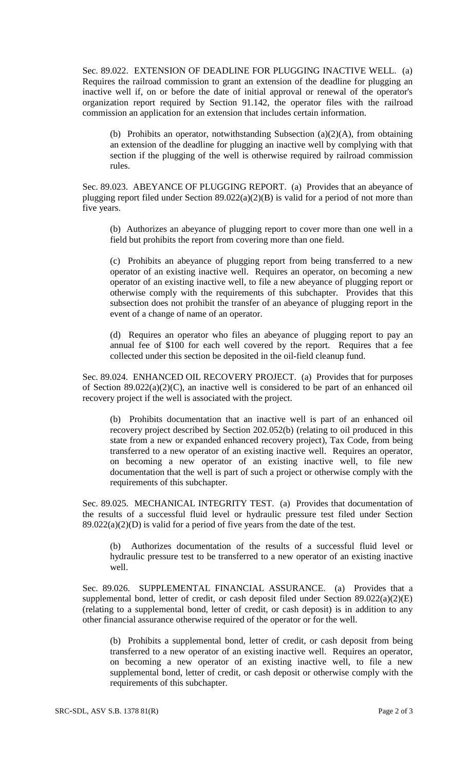Sec. 89.022. EXTENSION OF DEADLINE FOR PLUGGING INACTIVE WELL. (a) Requires the railroad commission to grant an extension of the deadline for plugging an inactive well if, on or before the date of initial approval or renewal of the operator's organization report required by Section 91.142, the operator files with the railroad commission an application for an extension that includes certain information.

(b) Prohibits an operator, notwithstanding Subsection (a)(2)(A), from obtaining an extension of the deadline for plugging an inactive well by complying with that section if the plugging of the well is otherwise required by railroad commission rules.

Sec. 89.023. ABEYANCE OF PLUGGING REPORT. (a) Provides that an abeyance of plugging report filed under Section 89.022(a)(2)(B) is valid for a period of not more than five years.

(b) Authorizes an abeyance of plugging report to cover more than one well in a field but prohibits the report from covering more than one field.

(c) Prohibits an abeyance of plugging report from being transferred to a new operator of an existing inactive well. Requires an operator, on becoming a new operator of an existing inactive well, to file a new abeyance of plugging report or otherwise comply with the requirements of this subchapter. Provides that this subsection does not prohibit the transfer of an abeyance of plugging report in the event of a change of name of an operator.

(d) Requires an operator who files an abeyance of plugging report to pay an annual fee of $100 for each well covered by the report. Requires that a fee collected under this section be deposited in the oil-field cleanup fund.

Sec. 89.024. ENHANCED OIL RECOVERY PROJECT. (a) Provides that for purposes of Section 89.022(a)(2)(C), an inactive well is considered to be part of an enhanced oil recovery project if the well is associated with the project.

(b) Prohibits documentation that an inactive well is part of an enhanced oil recovery project described by Section 202.052(b) (relating to oil produced in this state from a new or expanded enhanced recovery project), Tax Code, from being transferred to a new operator of an existing inactive well. Requires an operator, on becoming a new operator of an existing inactive well, to file new documentation that the well is part of such a project or otherwise comply with the requirements of this subchapter.

Sec. 89.025. MECHANICAL INTEGRITY TEST. (a) Provides that documentation of the results of a successful fluid level or hydraulic pressure test filed under Section 89.022(a)(2)(D) is valid for a period of five years from the date of the test.

(b) Authorizes documentation of the results of a successful fluid level or hydraulic pressure test to be transferred to a new operator of an existing inactive well.

Sec. 89.026. SUPPLEMENTAL FINANCIAL ASSURANCE. (a) Provides that a supplemental bond, letter of credit, or cash deposit filed under Section 89.022(a)(2)(E) (relating to a supplemental bond, letter of credit, or cash deposit) is in addition to any other financial assurance otherwise required of the operator or for the well.

(b) Prohibits a supplemental bond, letter of credit, or cash deposit from being transferred to a new operator of an existing inactive well. Requires an operator, on becoming a new operator of an existing inactive well, to file a new supplemental bond, letter of credit, or cash deposit or otherwise comply with the requirements of this subchapter.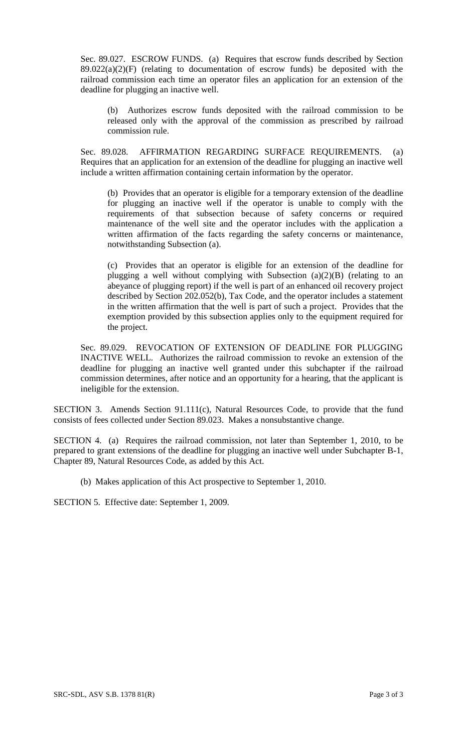Sec. 89.027. ESCROW FUNDS. (a) Requires that escrow funds described by Section 89.022(a)(2)(F) (relating to documentation of escrow funds) be deposited with the railroad commission each time an operator files an application for an extension of the deadline for plugging an inactive well.

(b) Authorizes escrow funds deposited with the railroad commission to be released only with the approval of the commission as prescribed by railroad commission rule.

Sec. 89.028. AFFIRMATION REGARDING SURFACE REQUIREMENTS. (a) Requires that an application for an extension of the deadline for plugging an inactive well include a written affirmation containing certain information by the operator.

(b) Provides that an operator is eligible for a temporary extension of the deadline for plugging an inactive well if the operator is unable to comply with the requirements of that subsection because of safety concerns or required maintenance of the well site and the operator includes with the application a written affirmation of the facts regarding the safety concerns or maintenance, notwithstanding Subsection (a).

(c) Provides that an operator is eligible for an extension of the deadline for plugging a well without complying with Subsection (a)(2)(B) (relating to an abeyance of plugging report) if the well is part of an enhanced oil recovery project described by Section 202.052(b), Tax Code, and the operator includes a statement in the written affirmation that the well is part of such a project. Provides that the exemption provided by this subsection applies only to the equipment required for the project.

Sec. 89.029. REVOCATION OF EXTENSION OF DEADLINE FOR PLUGGING INACTIVE WELL. Authorizes the railroad commission to revoke an extension of the deadline for plugging an inactive well granted under this subchapter if the railroad commission determines, after notice and an opportunity for a hearing, that the applicant is ineligible for the extension.

SECTION 3. Amends Section 91.111(c), Natural Resources Code, to provide that the fund consists of fees collected under Section 89.023. Makes a nonsubstantive change.

SECTION 4. (a) Requires the railroad commission, not later than September 1, 2010, to be prepared to grant extensions of the deadline for plugging an inactive well under Subchapter B-1, Chapter 89, Natural Resources Code, as added by this Act.

(b) Makes application of this Act prospective to September 1, 2010.

SECTION 5. Effective date: September 1, 2009.